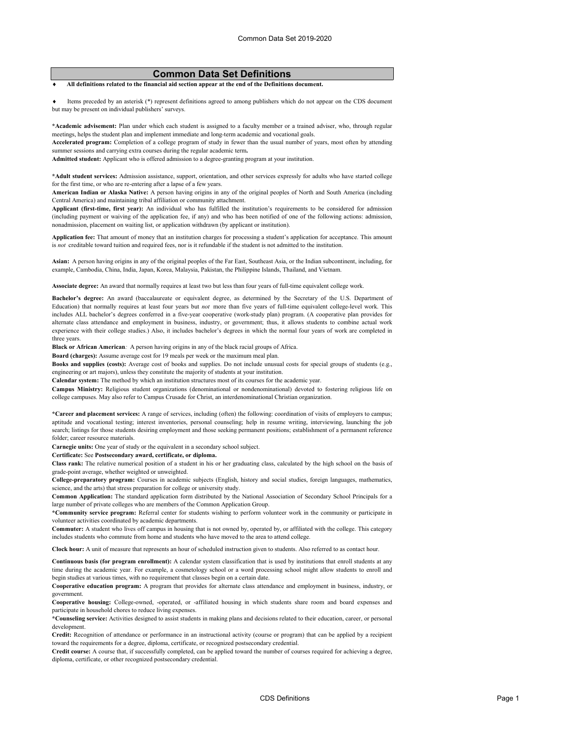# Common Data Set Definitions

♦ **All definitions related to the financial aid section appear at the end of the Definitions document.**

♦ Items preceded by an asterisk (*) represent definitions agreed to among publishers which do not appear on the CDS document but may be present on individual publishers' surveys.

**\*Academic advisement:** Plan under which each student is assigned to a faculty member or a trained adviser, who, through regular meetings, helps the student plan and implement immediate and long-term academic and vocational goals.

**Accelerated program:** Completion of a college program of study in fewer than the usual number of years, most often by attending summer sessions and carrying extra courses during the regular academic term**.**

**Admitted student:** Applicant who is offered admission to a degree-granting program at your institution.

**\*Adult student services:** Admission assistance, support, orientation, and other services expressly for adults who have started college for the first time, or who are re-entering after a lapse of a few years.

**American Indian or Alaska Native:** A person having origins in any of the original peoples of North and South America (including Central America) and maintaining tribal affiliation or community attachment.

**Applicant (first-time, first year):** An individual who has fulfilled the institution's requirements to be considered for admission (including payment or waiving of the application fee, if any) and who has been notified of one of the following actions: admission, nonadmission, placement on waiting list, or application withdrawn (by applicant or institution).

**Application fee:** That amount of money that an institution charges for processing a student's application for acceptance. This amount is *not* creditable toward tuition and required fees, nor is it refundable if the student is not admitted to the institution.

**Asian:** A person having origins in any of the original peoples of the Far East, Southeast Asia, or the Indian subcontinent, including, for example, Cambodia, China, India, Japan, Korea, Malaysia, Pakistan, the Philippine Islands, Thailand, and Vietnam.

**Associate degree:** An award that normally requires at least two but less than four years of full-time equivalent college work.

**Bachelor's degree:** An award (baccalaureate or equivalent degree, as determined by the Secretary of the U.S. Department of Education) that normally requires at least four years but *not* more than five years of full-time equivalent college-level work. This includes ALL bachelor's degrees conferred in a five-year cooperative (work-study plan) program. (A cooperative plan provides for alternate class attendance and employment in business, industry, or government; thus, it allows students to combine actual work experience with their college studies.) Also, it includes bachelor's degrees in which the normal four years of work are completed in three years.

**Black or African American***:* A person having origins in any of the black racial groups of Africa.

**Board (charges):** Assume average cost for 19 meals per week or the maximum meal plan.

**Books and supplies (costs):** Average cost of books and supplies. Do not include unusual costs for special groups of students (e.g., engineering or art majors), unless they constitute the majority of students at your institution.

**Calendar system:** The method by which an institution structures most of its courses for the academic year.

**Campus Ministry:** Religious student organizations (denominational or nondenominational) devoted to fostering religious life on college campuses. May also refer to Campus Crusade for Christ, an interdenominational Christian organization.

**\*Career and placement services:** A range of services, including (often) the following: coordination of visits of employers to campus; aptitude and vocational testing; interest inventories, personal counseling; help in resume writing, interviewing, launching the job search; listings for those students desiring employment and those seeking permanent positions; establishment of a permanent reference folder; career resource materials.

**Carnegie units:** One year of study or the equivalent in a secondary school subject.

**Certificate:** See **Postsecondary award, certificate, or diploma.**

**Class rank:** The relative numerical position of a student in his or her graduating class, calculated by the high school on the basis of grade-point average, whether weighted or unweighted.

**College-preparatory program:** Courses in academic subjects (English, history and social studies, foreign languages, mathematics, science, and the arts) that stress preparation for college or university study.

**Common Application:** The standard application form distributed by the National Association of Secondary School Principals for a large number of private colleges who are members of the Common Application Group.

**\*Community service program:** Referral center for students wishing to perform volunteer work in the community or participate in volunteer activities coordinated by academic departments.

**Commuter:** A student who lives off campus in housing that is not owned by, operated by, or affiliated with the college. This category includes students who commute from home and students who have moved to the area to attend college.

**Clock hour:** A unit of measure that represents an hour of scheduled instruction given to students. Also referred to as contact hour.

**Continuous basis (for program enrollment):** A calendar system classification that is used by institutions that enroll students at any time during the academic year. For example, a cosmetology school or a word processing school might allow students to enroll and begin studies at various times, with no requirement that classes begin on a certain date.

**Cooperative education program:** A program that provides for alternate class attendance and employment in business, industry, or government.

**Cooperative housing:** College-owned, -operated, or -affiliated housing in which students share room and board expenses and participate in household chores to reduce living expenses.

**\*Counseling service:** Activities designed to assist students in making plans and decisions related to their education, career, or personal development.

**Credit:** Recognition of attendance or performance in an instructional activity (course or program) that can be applied by a recipient toward the requirements for a degree, diploma, certificate, or recognized postsecondary credential.

**Credit course:** A course that, if successfully completed, can be applied toward the number of courses required for achieving a degree, diploma, certificate, or other recognized postsecondary credential.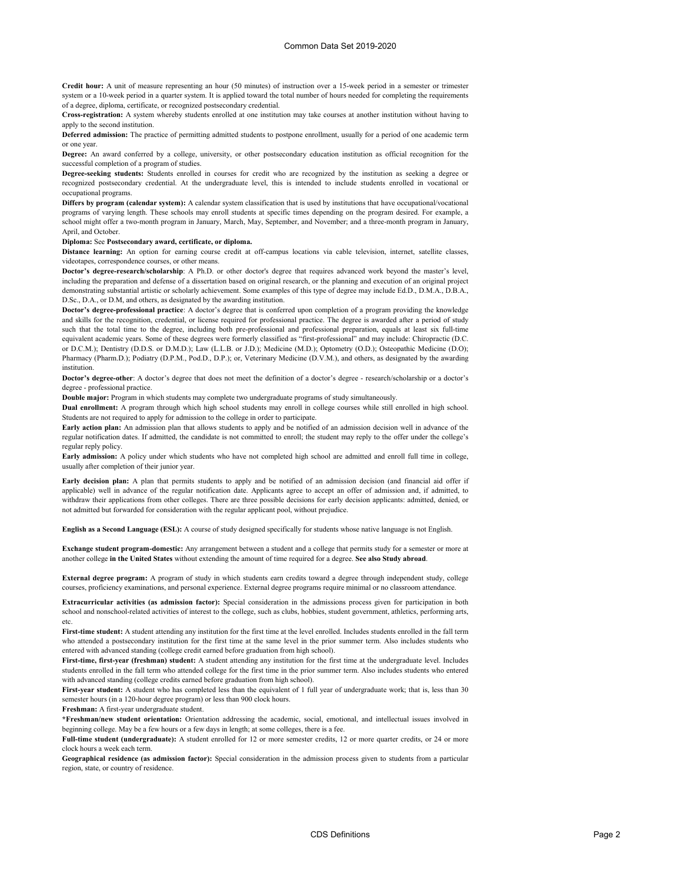**Credit hour:** A unit of measure representing an hour (50 minutes) of instruction over a 15-week period in a semester or trimester system or a 10-week period in a quarter system. It is applied toward the total number of hours needed for completing the requirements of a degree, diploma, certificate, or recognized postsecondary credential.

**Cross-registration:** A system whereby students enrolled at one institution may take courses at another institution without having to apply to the second institution.

**Deferred admission:** The practice of permitting admitted students to postpone enrollment, usually for a period of one academic term or one year.

**Degree:** An award conferred by a college, university, or other postsecondary education institution as official recognition for the successful completion of a program of studies.

**Degree-seeking students:** Students enrolled in courses for credit who are recognized by the institution as seeking a degree or recognized postsecondary credential. At the undergraduate level, this is intended to include students enrolled in vocational or occupational programs.

**Differs by program (calendar system):** A calendar system classification that is used by institutions that have occupational/vocational programs of varying length. These schools may enroll students at specific times depending on the program desired. For example, a school might offer a two-month program in January, March, May, September, and November; and a three-month program in January, April, and October.

**Diploma:** See **Postsecondary award, certificate, or diploma.**

**Distance learning:** An option for earning course credit at off-campus locations via cable television, internet, satellite classes, videotapes, correspondence courses, or other means.

**Doctor's degree-research/scholarship**: A Ph.D. or other doctor's degree that requires advanced work beyond the master's level, including the preparation and defense of a dissertation based on original research, or the planning and execution of an original project demonstrating substantial artistic or scholarly achievement. Some examples of this type of degree may include Ed.D., D.M.A., D.B.A., D.Sc., D.A., or D.M, and others, as designated by the awarding institution.

**Doctor's degree-professional practice**: A doctor's degree that is conferred upon completion of a program providing the knowledge and skills for the recognition, credential, or license required for professional practice. The degree is awarded after a period of study such that the total time to the degree, including both pre-professional and professional preparation, equals at least six full-time equivalent academic years. Some of these degrees were formerly classified as "first-professional" and may include: Chiropractic (D.C. or D.C.M.); Dentistry (D.D.S. or D.M.D.); Law (L.L.B. or J.D.); Medicine (M.D.); Optometry (O.D.); Osteopathic Medicine (D.O); Pharmacy (Pharm.D.); Podiatry (D.P.M., Pod.D., D.P.); or, Veterinary Medicine (D.V.M.), and others, as designated by the awarding institution.

**Doctor's degree-other**: A doctor's degree that does not meet the definition of a doctor's degree - research/scholarship or a doctor's degree - professional practice.

**Double major:** Program in which students may complete two undergraduate programs of study simultaneously.

**Dual enrollment:** A program through which high school students may enroll in college courses while still enrolled in high school. Students are not required to apply for admission to the college in order to participate.

**Early action plan:** An admission plan that allows students to apply and be notified of an admission decision well in advance of the regular notification dates. If admitted, the candidate is not committed to enroll; the student may reply to the offer under the college's regular reply policy.

**Early admission:** A policy under which students who have not completed high school are admitted and enroll full time in college, usually after completion of their junior year.

**Early decision plan:** A plan that permits students to apply and be notified of an admission decision (and financial aid offer if applicable) well in advance of the regular notification date. Applicants agree to accept an offer of admission and, if admitted, to withdraw their applications from other colleges. There are three possible decisions for early decision applicants: admitted, denied, or not admitted but forwarded for consideration with the regular applicant pool, without prejudice.

**English as a Second Language (ESL):** A course of study designed specifically for students whose native language is not English.

**Exchange student program-domestic:** Any arrangement between a student and a college that permits study for a semester or more at another college **in the United States** without extending the amount of time required for a degree. **See also Study abroad**.

**External degree program:** A program of study in which students earn credits toward a degree through independent study, college courses, proficiency examinations, and personal experience. External degree programs require minimal or no classroom attendance.

**Extracurricular activities (as admission factor):** Special consideration in the admissions process given for participation in both school and nonschool-related activities of interest to the college, such as clubs, hobbies, student government, athletics, performing arts, etc.

**First-time student:** A student attending any institution for the first time at the level enrolled. Includes students enrolled in the fall term who attended a postsecondary institution for the first time at the same level in the prior summer term. Also includes students who entered with advanced standing (college credit earned before graduation from high school).

**First-time, first-year (freshman) student:** A student attending any institution for the first time at the undergraduate level. Includes students enrolled in the fall term who attended college for the first time in the prior summer term. Also includes students who entered with advanced standing (college credits earned before graduation from high school).

**First-year student:** A student who has completed less than the equivalent of 1 full year of undergraduate work; that is, less than 30 semester hours (in a 120-hour degree program) or less than 900 clock hours.

**Freshman:** A first-year undergraduate student.

**\*Freshman/new student orientation:** Orientation addressing the academic, social, emotional, and intellectual issues involved in beginning college. May be a few hours or a few days in length; at some colleges, there is a fee.

**Full-time student (undergraduate):** A student enrolled for 12 or more semester credits, 12 or more quarter credits, or 24 or more clock hours a week each term.

**Geographical residence (as admission factor):** Special consideration in the admission process given to students from a particular region, state, or country of residence.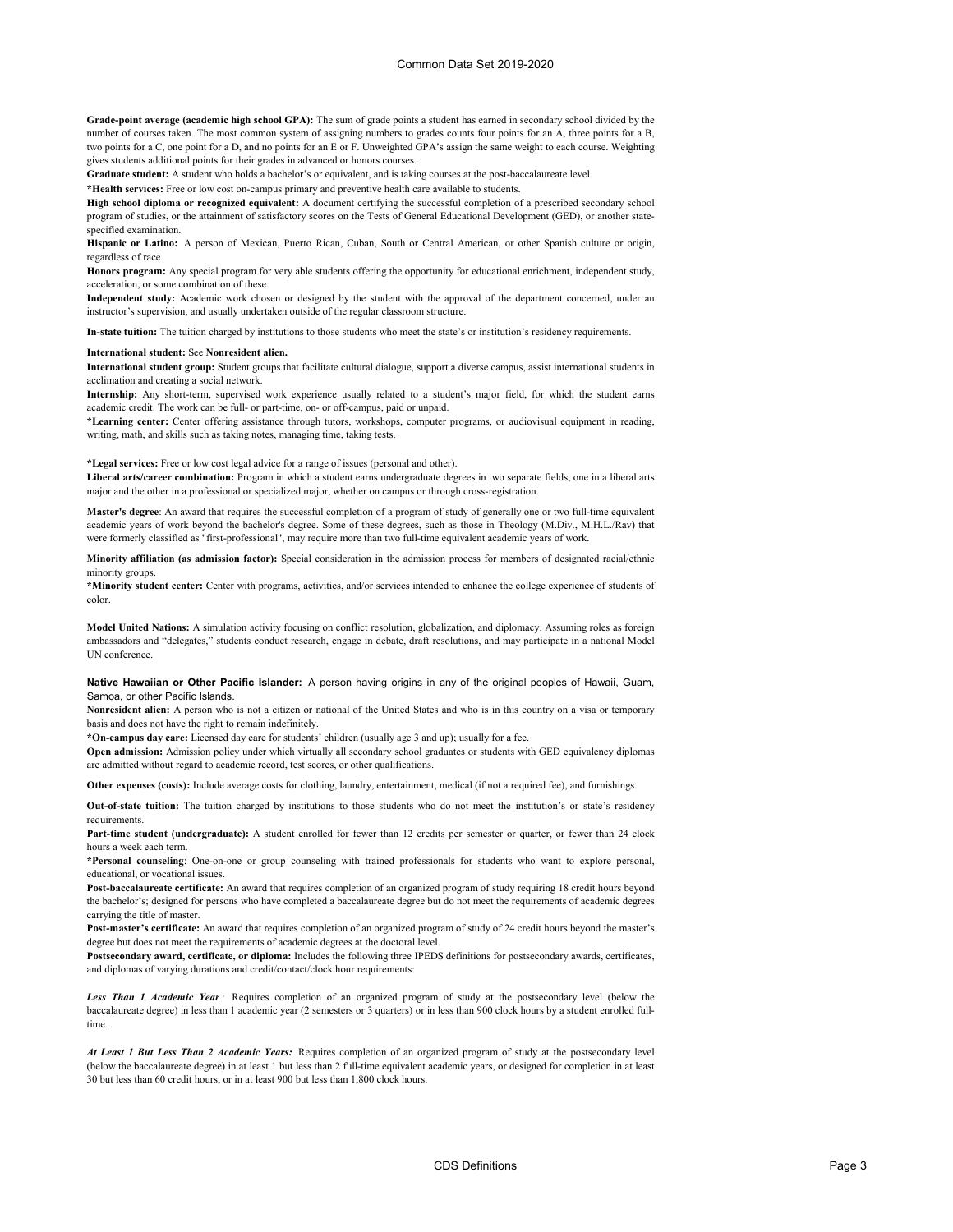**Grade-point average (academic high school GPA):** The sum of grade points a student has earned in secondary school divided by the number of courses taken. The most common system of assigning numbers to grades counts four points for an A, three points for a B, two points for a C, one point for a D, and no points for an E or F. Unweighted GPA's assign the same weight to each course. Weighting gives students additional points for their grades in advanced or honors courses.

**Graduate student:** A student who holds a bachelor's or equivalent, and is taking courses at the post-baccalaureate level.

***Health services:** Free or low cost on-campus primary and preventive health care available to students.

**High school diploma or recognized equivalent:** A document certifying the successful completion of a prescribed secondary school program of studies, or the attainment of satisfactory scores on the Tests of General Educational Development (GED), or another state-specified examination.

**Hispanic or Latino:** A person of Mexican, Puerto Rican, Cuban, South or Central American, or other Spanish culture or origin, regardless of race.

**Honors program:** Any special program for very able students offering the opportunity for educational enrichment, independent study, acceleration, or some combination of these.

**Independent study:** Academic work chosen or designed by the student with the approval of the department concerned, under an instructor's supervision, and usually undertaken outside of the regular classroom structure.

**In-state tuition:** The tuition charged by institutions to those students who meet the state's or institution's residency requirements.

**International student:** See **Nonresident alien.**

**International student group:** Student groups that facilitate cultural dialogue, support a diverse campus, assist international students in acclimation and creating a social network.

**Internship:** Any short-term, supervised work experience usually related to a student's major field, for which the student earns academic credit. The work can be full- or part-time, on- or off-campus, paid or unpaid.

***Learning center:** Center offering assistance through tutors, workshops, computer programs, or audiovisual equipment in reading, writing, math, and skills such as taking notes, managing time, taking tests.

***Legal services:** Free or low cost legal advice for a range of issues (personal and other).

**Liberal arts/career combination:** Program in which a student earns undergraduate degrees in two separate fields, one in a liberal arts major and the other in a professional or specialized major, whether on campus or through cross-registration.

**Master's degree**: An award that requires the successful completion of a program of study of generally one or two full-time equivalent academic years of work beyond the bachelor's degree. Some of these degrees, such as those in Theology (M.Div., M.H.L./Rav) that were formerly classified as "first-professional", may require more than two full-time equivalent academic years of work.

**Minority affiliation (as admission factor):** Special consideration in the admission process for members of designated racial/ethnic minority groups.

***Minority student center:** Center with programs, activities, and/or services intended to enhance the college experience of students of color.

**Model United Nations:** A simulation activity focusing on conflict resolution, globalization, and diplomacy. Assuming roles as foreign ambassadors and "delegates," students conduct research, engage in debate, draft resolutions, and may participate in a national Model UN conference.

**Native Hawaiian or Other Pacific Islander:** A person having origins in any of the original peoples of Hawaii, Guam, Samoa, or other Pacific Islands.

**Nonresident alien:** A person who is not a citizen or national of the United States and who is in this country on a visa or temporary basis and does not have the right to remain indefinitely.

***On-campus day care:** Licensed day care for students' children (usually age 3 and up); usually for a fee.

**Open admission:** Admission policy under which virtually all secondary school graduates or students with GED equivalency diplomas are admitted without regard to academic record, test scores, or other qualifications.

**Other expenses (costs):** Include average costs for clothing, laundry, entertainment, medical (if not a required fee), and furnishings.

**Out-of-state tuition:** The tuition charged by institutions to those students who do not meet the institution's or state's residency requirements.

**Part-time student (undergraduate):** A student enrolled for fewer than 12 credits per semester or quarter, or fewer than 24 clock hours a week each term.

***Personal counseling**: One-on-one or group counseling with trained professionals for students who want to explore personal, educational, or vocational issues.

**Post-baccalaureate certificate:** An award that requires completion of an organized program of study requiring 18 credit hours beyond the bachelor's; designed for persons who have completed a baccalaureate degree but do not meet the requirements of academic degrees carrying the title of master.

**Post-master's certificate:** An award that requires completion of an organized program of study of 24 credit hours beyond the master's degree but does not meet the requirements of academic degrees at the doctoral level.

**Postsecondary award, certificate, or diploma:** Includes the following three IPEDS definitions for postsecondary awards, certificates, and diplomas of varying durations and credit/contact/clock hour requirements:

***Less Than 1 Academic Year*:** Requires completion of an organized program of study at the postsecondary level (below the baccalaureate degree) in less than 1 academic year (2 semesters or 3 quarters) or in less than 900 clock hours by a student enrolled full-time.

***At Least 1 But Less Than 2 Academic Years:*** Requires completion of an organized program of study at the postsecondary level (below the baccalaureate degree) in at least 1 but less than 2 full-time equivalent academic years, or designed for completion in at least 30 but less than 60 credit hours, or in at least 900 but less than 1,800 clock hours.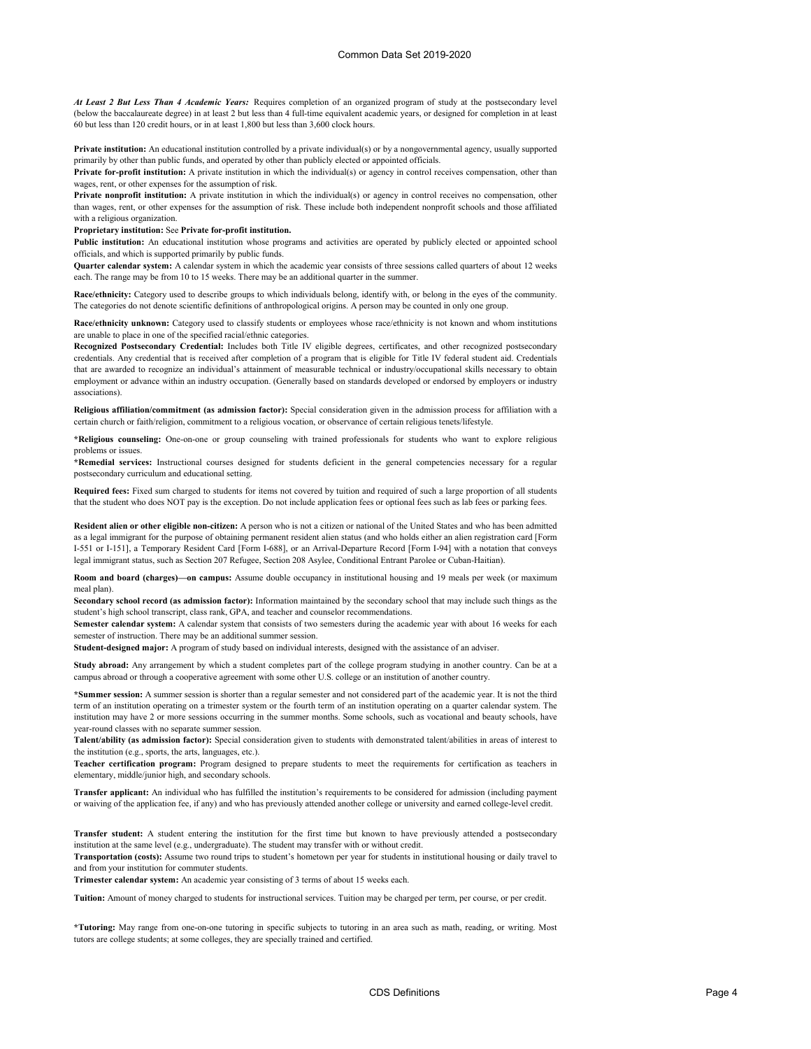***At Least 2 But Less Than 4 Academic Years:*** Requires completion of an organized program of study at the postsecondary level (below the baccalaureate degree) in at least 2 but less than 4 full-time equivalent academic years, or designed for completion in at least 60 but less than 120 credit hours, or in at least 1,800 but less than 3,600 clock hours.

**Private institution:** An educational institution controlled by a private individual(s) or by a nongovernmental agency, usually supported primarily by other than public funds, and operated by other than publicly elected or appointed officials.

**Private for-profit institution:** A private institution in which the individual(s) or agency in control receives compensation, other than wages, rent, or other expenses for the assumption of risk.

**Private nonprofit institution:** A private institution in which the individual(s) or agency in control receives no compensation, other than wages, rent, or other expenses for the assumption of risk. These include both independent nonprofit schools and those affiliated with a religious organization.

**Proprietary institution:** See **Private for-profit institution.**

**Public institution:** An educational institution whose programs and activities are operated by publicly elected or appointed school officials, and which is supported primarily by public funds.

**Quarter calendar system:** A calendar system in which the academic year consists of three sessions called quarters of about 12 weeks each. The range may be from 10 to 15 weeks. There may be an additional quarter in the summer.

**Race/ethnicity:** Category used to describe groups to which individuals belong, identify with, or belong in the eyes of the community. The categories do not denote scientific definitions of anthropological origins. A person may be counted in only one group.

**Race/ethnicity unknown:** Category used to classify students or employees whose race/ethnicity is not known and whom institutions are unable to place in one of the specified racial/ethnic categories.

**Recognized Postsecondary Credential:** Includes both Title IV eligible degrees, certificates, and other recognized postsecondary credentials. Any credential that is received after completion of a program that is eligible for Title IV federal student aid. Credentials that are awarded to recognize an individual's attainment of measurable technical or industry/occupational skills necessary to obtain employment or advance within an industry occupation. (Generally based on standards developed or endorsed by employers or industry associations).

**Religious affiliation/commitment (as admission factor):** Special consideration given in the admission process for affiliation with a certain church or faith/religion, commitment to a religious vocation, or observance of certain religious tenets/lifestyle.

**\*Religious counseling:** One-on-one or group counseling with trained professionals for students who want to explore religious problems or issues.

**\*Remedial services:** Instructional courses designed for students deficient in the general competencies necessary for a regular postsecondary curriculum and educational setting.

**Required fees:** Fixed sum charged to students for items not covered by tuition and required of such a large proportion of all students that the student who does NOT pay is the exception. Do not include application fees or optional fees such as lab fees or parking fees.

**Resident alien or other eligible non-citizen:** A person who is not a citizen or national of the United States and who has been admitted as a legal immigrant for the purpose of obtaining permanent resident alien status (and who holds either an alien registration card [Form I-551 or I-151], a Temporary Resident Card [Form I-688], or an Arrival-Departure Record [Form I-94] with a notation that conveys legal immigrant status, such as Section 207 Refugee, Section 208 Asylee, Conditional Entrant Parolee or Cuban-Haitian).

**Room and board (charges)—on campus:** Assume double occupancy in institutional housing and 19 meals per week (or maximum meal plan).

**Secondary school record (as admission factor):** Information maintained by the secondary school that may include such things as the student's high school transcript, class rank, GPA, and teacher and counselor recommendations.

**Semester calendar system:** A calendar system that consists of two semesters during the academic year with about 16 weeks for each semester of instruction. There may be an additional summer session.

**Student-designed major:** A program of study based on individual interests, designed with the assistance of an adviser.

**Study abroad:** Any arrangement by which a student completes part of the college program studying in another country. Can be at a campus abroad or through a cooperative agreement with some other U.S. college or an institution of another country.

**\*Summer session:** A summer session is shorter than a regular semester and not considered part of the academic year. It is not the third term of an institution operating on a trimester system or the fourth term of an institution operating on a quarter calendar system. The institution may have 2 or more sessions occurring in the summer months. Some schools, such as vocational and beauty schools, have year-round classes with no separate summer session.

**Talent/ability (as admission factor):** Special consideration given to students with demonstrated talent/abilities in areas of interest to the institution (e.g., sports, the arts, languages, etc.).

**Teacher certification program:** Program designed to prepare students to meet the requirements for certification as teachers in elementary, middle/junior high, and secondary schools.

**Transfer applicant:** An individual who has fulfilled the institution's requirements to be considered for admission (including payment or waiving of the application fee, if any) and who has previously attended another college or university and earned college-level credit.

**Transfer student:** A student entering the institution for the first time but known to have previously attended a postsecondary institution at the same level (e.g., undergraduate). The student may transfer with or without credit.

**Transportation (costs):** Assume two round trips to student's hometown per year for students in institutional housing or daily travel to and from your institution for commuter students.

**Trimester calendar system:** An academic year consisting of 3 terms of about 15 weeks each.

**Tuition:** Amount of money charged to students for instructional services. Tuition may be charged per term, per course, or per credit.

**\*Tutoring:** May range from one-on-one tutoring in specific subjects to tutoring in an area such as math, reading, or writing. Most tutors are college students; at some colleges, they are specially trained and certified.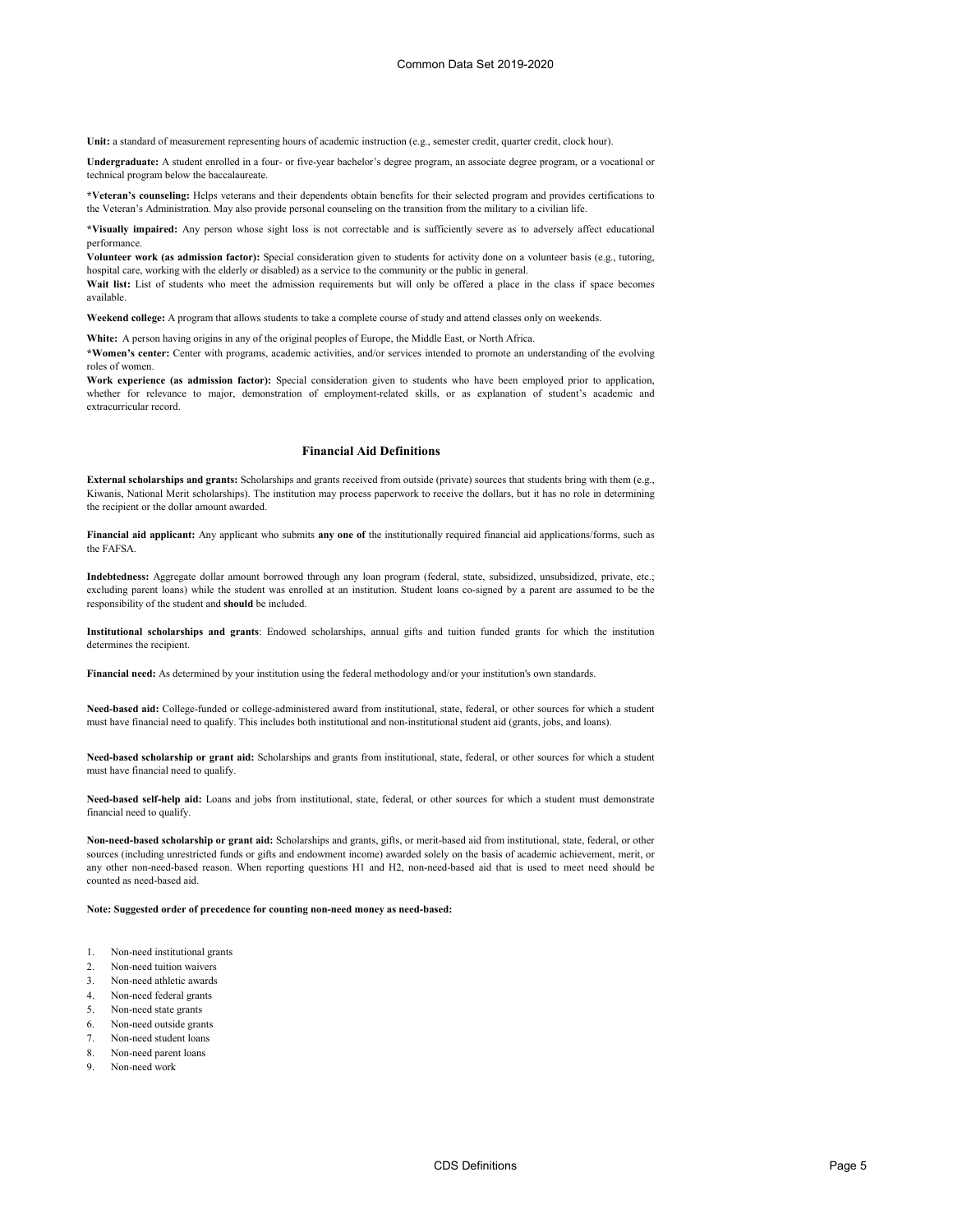**Unit:** a standard of measurement representing hours of academic instruction (e.g., semester credit, quarter credit, clock hour).

**Undergraduate:** A student enrolled in a four- or five-year bachelor's degree program, an associate degree program, or a vocational or technical program below the baccalaureate.

***Veteran's counseling:** Helps veterans and their dependents obtain benefits for their selected program and provides certifications to the Veteran's Administration. May also provide personal counseling on the transition from the military to a civilian life.

***Visually impaired:** Any person whose sight loss is not correctable and is sufficiently severe as to adversely affect educational performance.

**Volunteer work (as admission factor):** Special consideration given to students for activity done on a volunteer basis (e.g., tutoring, hospital care, working with the elderly or disabled) as a service to the community or the public in general.

**Wait list:** List of students who meet the admission requirements but will only be offered a place in the class if space becomes available.

**Weekend college:** A program that allows students to take a complete course of study and attend classes only on weekends.

**White:** A person having origins in any of the original peoples of Europe, the Middle East, or North Africa.

***Women's center:** Center with programs, academic activities, and/or services intended to promote an understanding of the evolving roles of women.

**Work experience (as admission factor):** Special consideration given to students who have been employed prior to application, whether for relevance to major, demonstration of employment-related skills, or as explanation of student's academic and extracurricular record.

## Financial Aid Definitions

**External scholarships and grants:** Scholarships and grants received from outside (private) sources that students bring with them (e.g., Kiwanis, National Merit scholarships). The institution may process paperwork to receive the dollars, but it has no role in determining the recipient or the dollar amount awarded.

**Financial aid applicant:** Any applicant who submits **any one of** the institutionally required financial aid applications/forms, such as the FAFSA.

**Indebtedness:** Aggregate dollar amount borrowed through any loan program (federal, state, subsidized, unsubsidized, private, etc.; excluding parent loans) while the student was enrolled at an institution. Student loans co-signed by a parent are assumed to be the responsibility of the student and **should** be included.

**Institutional scholarships and grants**: Endowed scholarships, annual gifts and tuition funded grants for which the institution determines the recipient.

**Financial need:** As determined by your institution using the federal methodology and/or your institution's own standards.

**Need-based aid:** College-funded or college-administered award from institutional, state, federal, or other sources for which a student must have financial need to qualify. This includes both institutional and non-institutional student aid (grants, jobs, and loans).

**Need-based scholarship or grant aid:** Scholarships and grants from institutional, state, federal, or other sources for which a student must have financial need to qualify.

**Need-based self-help aid:** Loans and jobs from institutional, state, federal, or other sources for which a student must demonstrate financial need to qualify.

**Non-need-based scholarship or grant aid:** Scholarships and grants, gifts, or merit-based aid from institutional, state, federal, or other sources (including unrestricted funds or gifts and endowment income) awarded solely on the basis of academic achievement, merit, or any other non-need-based reason. When reporting questions H1 and H2, non-need-based aid that is used to meet need should be counted as need-based aid.

**Note: Suggested order of precedence for counting non-need money as need-based:**

1. Non-need institutional grants
2. Non-need tuition waivers
3. Non-need athletic awards
4. Non-need federal grants
5. Non-need state grants
6. Non-need outside grants
7. Non-need student loans
8. Non-need parent loans
9. Non-need work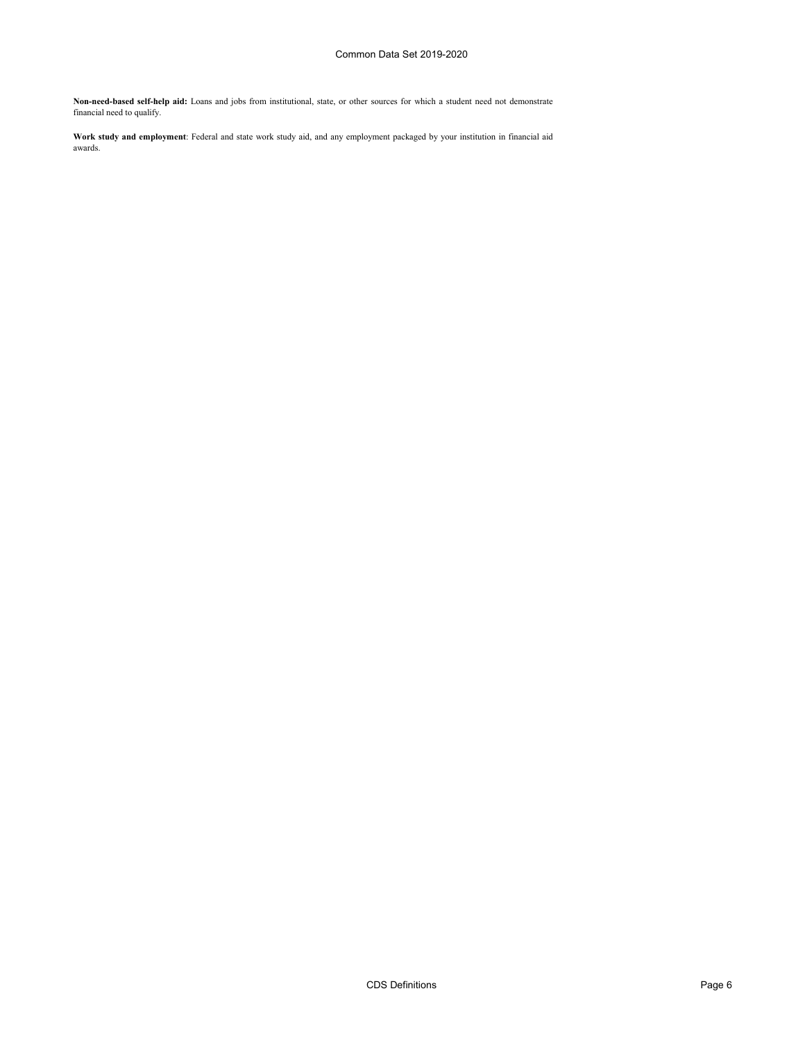**Non-need-based self-help aid:** Loans and jobs from institutional, state, or other sources for which a student need not demonstrate financial need to qualify.

**Work study and employment**: Federal and state work study aid, and any employment packaged by your institution in financial aid awards.